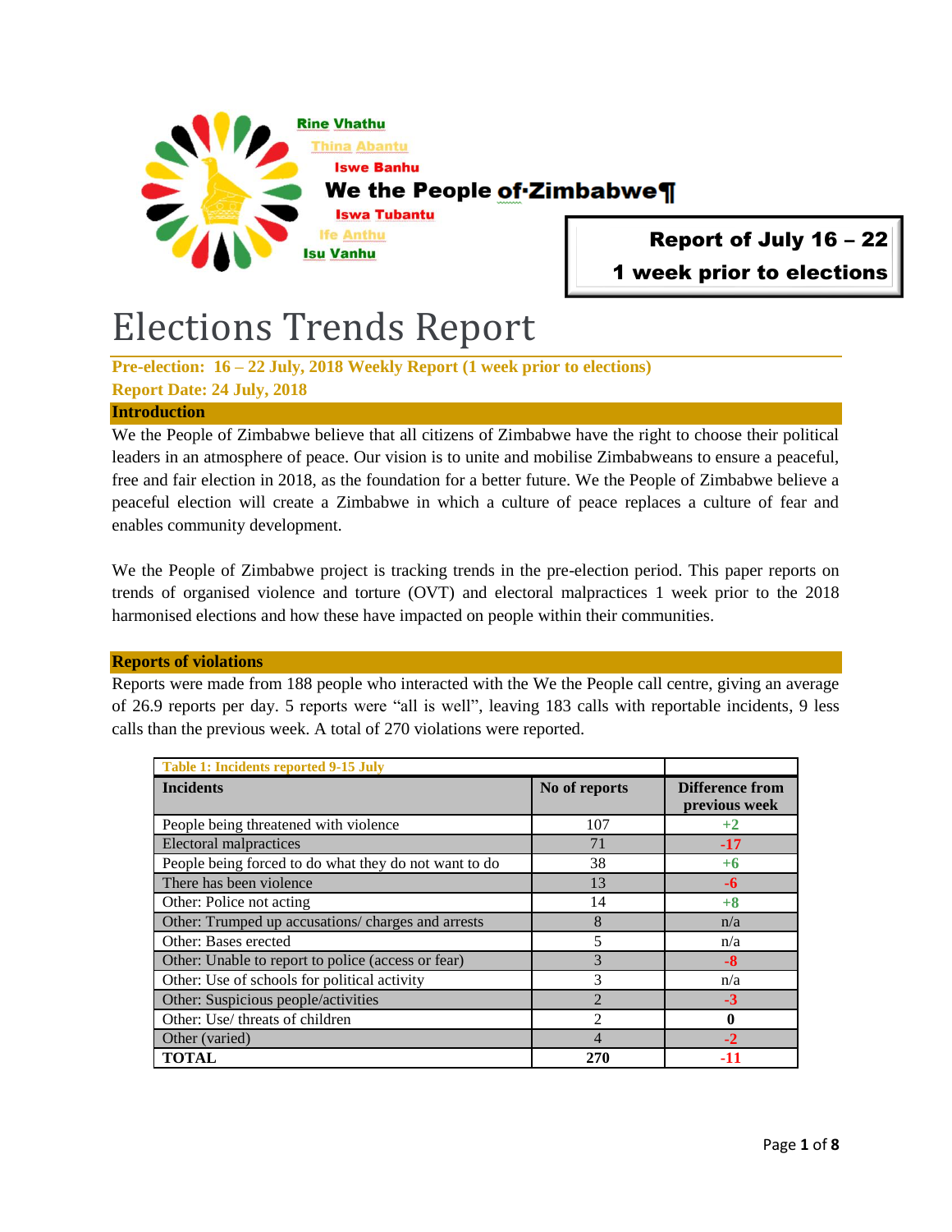Rine Vhathu
Thina Abantu
Iswe Banhu
**We the People of Zimbabwe**
Iswa Tubantu
Ife Anthu
Isu Vanhu

**Report of July 16 – 22**
**1 week prior to elections**

# Elections Trends Report

**Pre-election: 16 – 22 July, 2018 Weekly Report (1 week prior to elections)**
**Report Date: 24 July, 2018**

## Introduction

We the People of Zimbabwe believe that all citizens of Zimbabwe have the right to choose their political leaders in an atmosphere of peace. Our vision is to unite and mobilise Zimbabweans to ensure a peaceful, free and fair election in 2018, as the foundation for a better future. We the People of Zimbabwe believe a peaceful election will create a Zimbabwe in which a culture of peace replaces a culture of fear and enables community development.

We the People of Zimbabwe project is tracking trends in the pre-election period. This paper reports on trends of organised violence and torture (OVT) and electoral malpractices 1 week prior to the 2018 harmonised elections and how these have impacted on people within their communities.

## Reports of violations

Reports were made from 188 people who interacted with the We the People call centre, giving an average of 26.9 reports per day. 5 reports were "all is well", leaving 183 calls with reportable incidents, 9 less calls than the previous week. A total of 270 violations were reported.

**Table 1: Incidents reported 9-15 July**

| Incidents | No of reports | Difference from previous week |
|---|---|---|
| People being threatened with violence | 107 | +2 |
| Electoral malpractices | 71 | -17 |
| People being forced to do what they do not want to do | 38 | +6 |
| There has been violence | 13 | -6 |
| Other: Police not acting | 14 | +8 |
| Other: Trumped up accusations/ charges and arrests | 8 | n/a |
| Other: Bases erected | 5 | n/a |
| Other: Unable to report to police (access or fear) | 3 | -8 |
| Other: Use of schools for political activity | 3 | n/a |
| Other: Suspicious people/activities | 2 | -3 |
| Other: Use/ threats of children | 2 | 0 |
| Other (varied) | 4 | -2 |
| **TOTAL** | **270** | **-11** |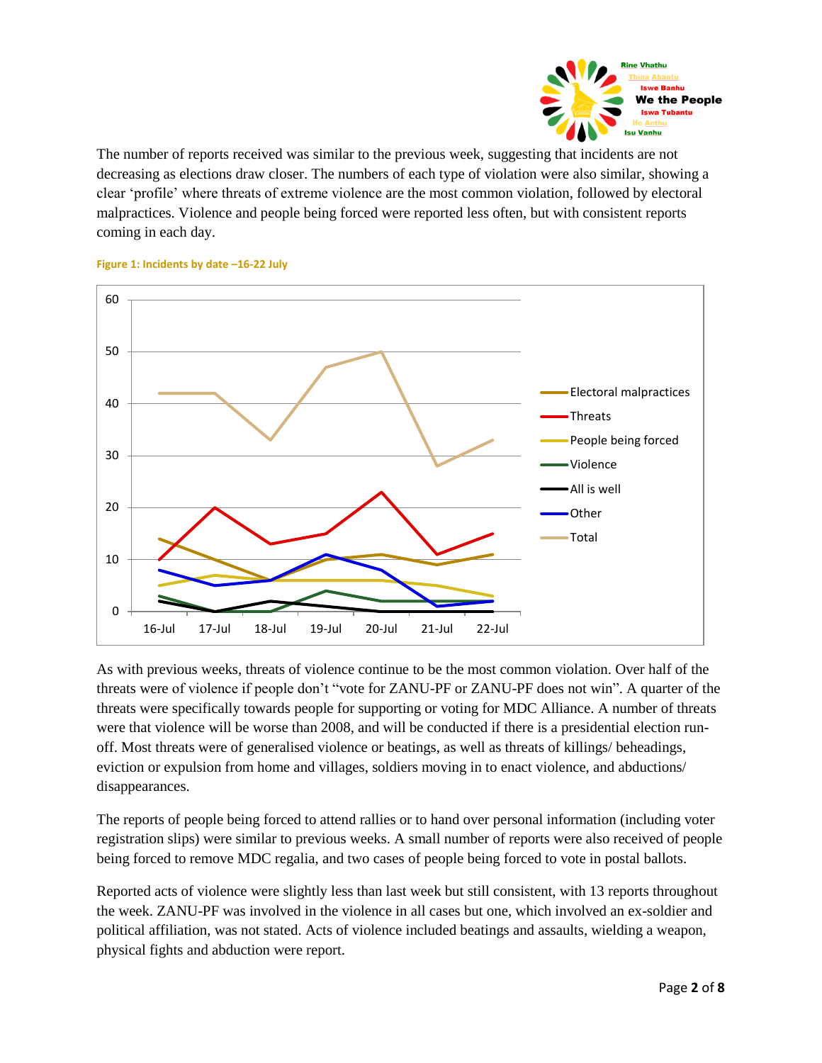The number of reports received was similar to the previous week, suggesting that incidents are not decreasing as elections draw closer. The numbers of each type of violation were also similar, showing a clear 'profile' where threats of extreme violence are the most common violation, followed by electoral malpractices. Violence and people being forced were reported less often, but with consistent reports coming in each day.

**Figure 1: Incidents by date –16-22 July**

As with previous weeks, threats of violence continue to be the most common violation. Over half of the threats were of violence if people don't "vote for ZANU-PF or ZANU-PF does not win". A quarter of the threats were specifically towards people for supporting or voting for MDC Alliance. A number of threats were that violence will be worse than 2008, and will be conducted if there is a presidential election run-off. Most threats were of generalised violence or beatings, as well as threats of killings/ beheadings, eviction or expulsion from home and villages, soldiers moving in to enact violence, and abductions/ disappearances.

The reports of people being forced to attend rallies or to hand over personal information (including voter registration slips) were similar to previous weeks. A small number of reports were also received of people being forced to remove MDC regalia, and two cases of people being forced to vote in postal ballots.

Reported acts of violence were slightly less than last week but still consistent, with 13 reports throughout the week. ZANU-PF was involved in the violence in all cases but one, which involved an ex-soldier and political affiliation, was not stated. Acts of violence included beatings and assaults, wielding a weapon, physical fights and abduction were report.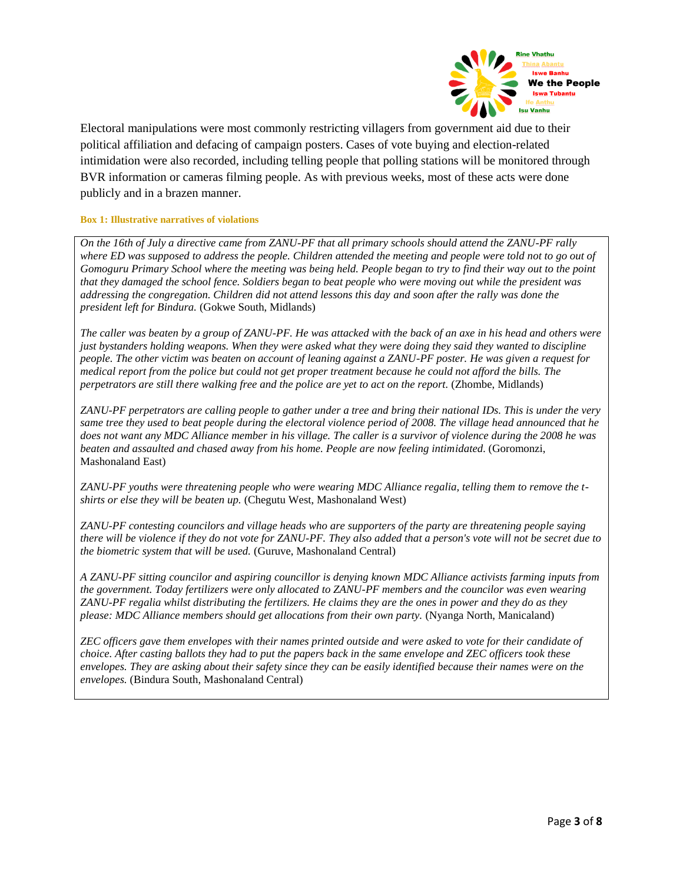Electoral manipulations were most commonly restricting villagers from government aid due to their political affiliation and defacing of campaign posters. Cases of vote buying and election-related intimidation were also recorded, including telling people that polling stations will be monitored through BVR information or cameras filming people. As with previous weeks, most of these acts were done publicly and in a brazen manner.

**Box 1: Illustrative narratives of violations**

*On the 16th of July a directive came from ZANU-PF that all primary schools should attend the ZANU-PF rally where ED was supposed to address the people. Children attended the meeting and people were told not to go out of Gomoguru Primary School where the meeting was being held. People began to try to find their way out to the point that they damaged the school fence. Soldiers began to beat people who were moving out while the president was addressing the congregation. Children did not attend lessons this day and soon after the rally was done the president left for Bindura.* (Gokwe South, Midlands)

*The caller was beaten by a group of ZANU-PF. He was attacked with the back of an axe in his head and others were just bystanders holding weapons. When they were asked what they were doing they said they wanted to discipline people. The other victim was beaten on account of leaning against a ZANU-PF poster. He was given a request for medical report from the police but could not get proper treatment because he could not afford the bills. The perpetrators are still there walking free and the police are yet to act on the report.* (Zhombe, Midlands)

*ZANU-PF perpetrators are calling people to gather under a tree and bring their national IDs. This is under the very same tree they used to beat people during the electoral violence period of 2008. The village head announced that he does not want any MDC Alliance member in his village. The caller is a survivor of violence during the 2008 he was beaten and assaulted and chased away from his home. People are now feeling intimidated.* (Goromonzi, Mashonaland East)

*ZANU-PF youths were threatening people who were wearing MDC Alliance regalia, telling them to remove the t-shirts or else they will be beaten up.* (Chegutu West, Mashonaland West)

*ZANU-PF contesting councilors and village heads who are supporters of the party are threatening people saying there will be violence if they do not vote for ZANU-PF. They also added that a person's vote will not be secret due to the biometric system that will be used.* (Guruve, Mashonaland Central)

*A ZANU-PF sitting councilor and aspiring councillor is denying known MDC Alliance activists farming inputs from the government. Today fertilizers were only allocated to ZANU-PF members and the councilor was even wearing ZANU-PF regalia whilst distributing the fertilizers. He claims they are the ones in power and they do as they please: MDC Alliance members should get allocations from their own party.* (Nyanga North, Manicaland)

*ZEC officers gave them envelopes with their names printed outside and were asked to vote for their candidate of choice. After casting ballots they had to put the papers back in the same envelope and ZEC officers took these envelopes. They are asking about their safety since they can be easily identified because their names were on the envelopes.* (Bindura South, Mashonaland Central)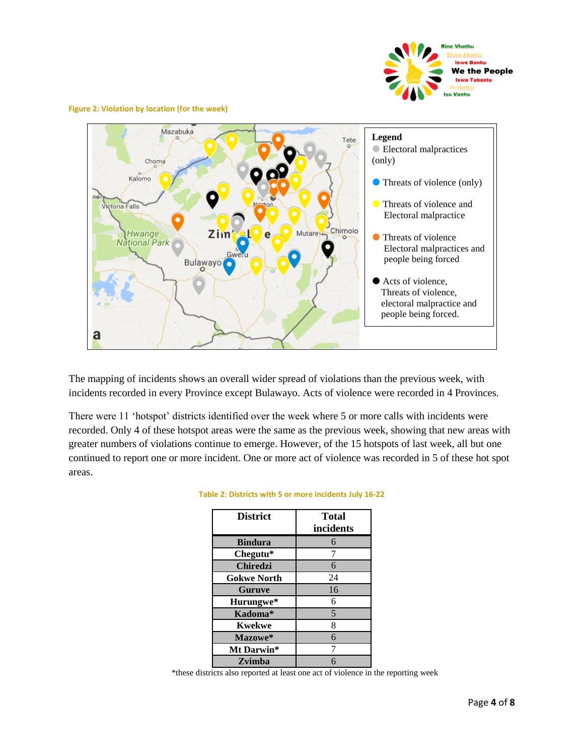**Figure 2: Violation by location (for the week)**

**Legend**
- Electoral malpractices (only)
- Threats of violence (only)
- Threats of violence and Electoral malpractice
- Threats of violence Electoral malpractices and people being forced
- Acts of violence, Threats of violence, electoral malpractice and people being forced.

The mapping of incidents shows an overall wider spread of violations than the previous week, with incidents recorded in every Province except Bulawayo. Acts of violence were recorded in 4 Provinces.

There were 11 'hotspot' districts identified over the week where 5 or more calls with incidents were recorded. Only 4 of these hotspot areas were the same as the previous week, showing that new areas with greater numbers of violations continue to emerge. However, of the 15 hotspots of last week, all but one continued to report one or more incident. One or more act of violence was recorded in 5 of these hot spot areas.

**Table 2: Districts with 5 or more incidents July 16-22**

| District | Total incidents |
|---|---|
| **Bindura** | 6 |
| **Chegutu*** | 7 |
| **Chiredzi** | 6 |
| **Gokwe North** | 24 |
| **Guruve** | 16 |
| **Hurungwe*** | 6 |
| **Kadoma*** | 5 |
| **Kwekwe** | 8 |
| **Mazowe*** | 6 |
| **Mt Darwin*** | 7 |
| **Zvimba** | 6 |

*these districts also reported at least one act of violence in the reporting week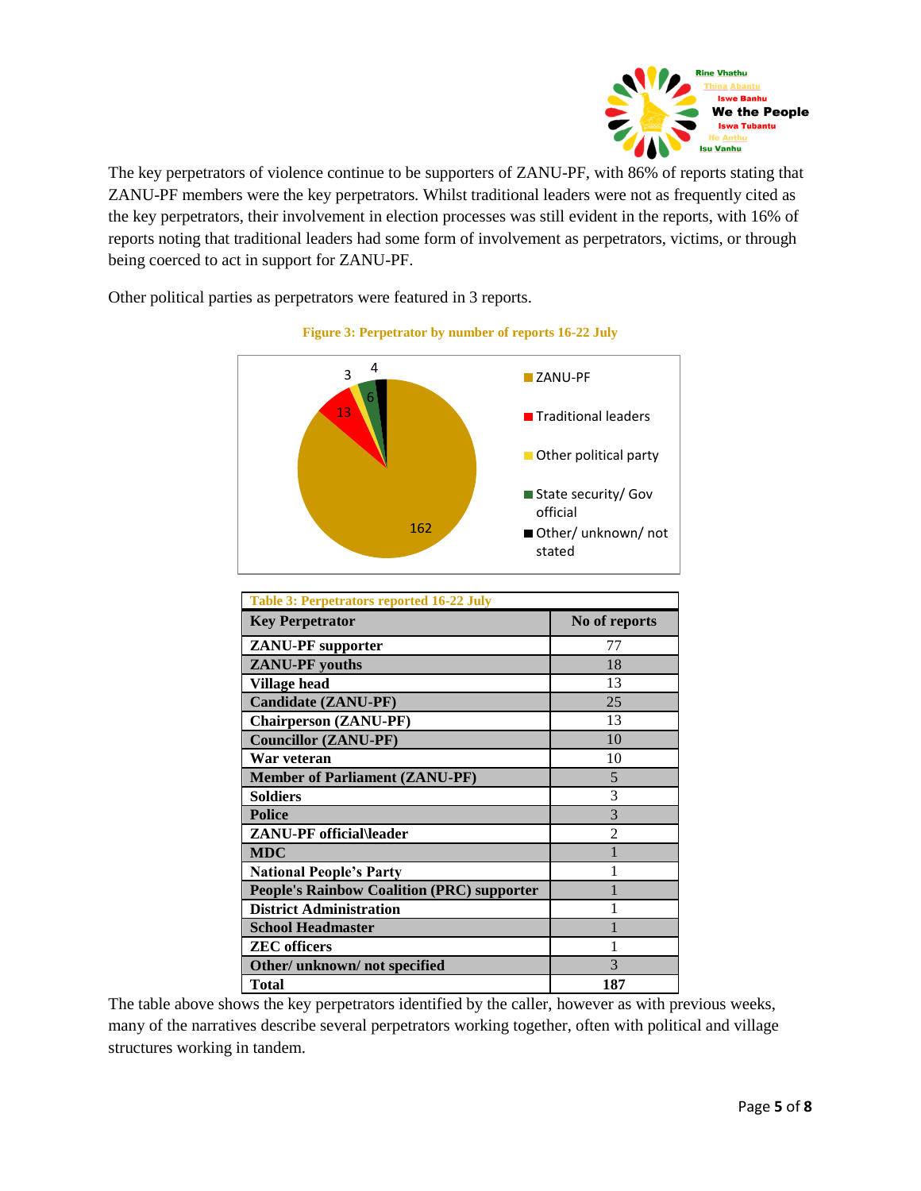The key perpetrators of violence continue to be supporters of ZANU-PF, with 86% of reports stating that ZANU-PF members were the key perpetrators. Whilst traditional leaders were not as frequently cited as the key perpetrators, their involvement in election processes was still evident in the reports, with 16% of reports noting that traditional leaders had some form of involvement as perpetrators, victims, or through being coerced to act in support for ZANU-PF.

Other political parties as perpetrators were featured in 3 reports.

**Figure 3: Perpetrator by number of reports 16-22 July**

| Perpetrator | Number of reports |
|---|---|
| ZANU-PF | 162 |
| Traditional leaders | 13 |
| Other political party | 3 |
| State security/ Gov official | 6 |
| Other/ unknown/ not stated | 4 |

**Table 3: Perpetrators reported 16-22 July**

| Key Perpetrator | No of reports |
|---|---|
| ZANU-PF supporter | 77 |
| ZANU-PF youths | 18 |
| Village head | 13 |
| Candidate (ZANU-PF) | 25 |
| Chairperson (ZANU-PF) | 13 |
| Councillor (ZANU-PF) | 10 |
| War veteran | 10 |
| Member of Parliament (ZANU-PF) | 5 |
| Soldiers | 3 |
| Police | 3 |
| ZANU-PF official\leader | 2 |
| MDC | 1 |
| National People's Party | 1 |
| People's Rainbow Coalition (PRC) supporter | 1 |
| District Administration | 1 |
| School Headmaster | 1 |
| ZEC officers | 1 |
| Other/ unknown/ not specified | 3 |
| **Total** | **187** |

The table above shows the key perpetrators identified by the caller, however as with previous weeks, many of the narratives describe several perpetrators working together, often with political and village structures working in tandem.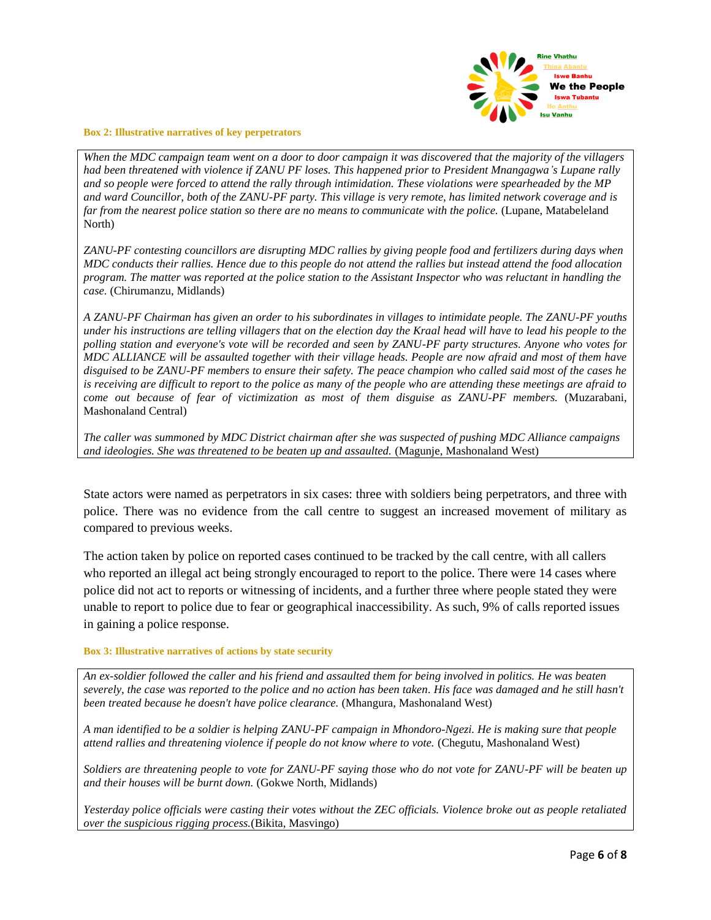**Box 2: Illustrative narratives of key perpetrators**

> *When the MDC campaign team went on a door to door campaign it was discovered that the majority of the villagers had been threatened with violence if ZANU PF loses. This happened prior to President Mnangagwa's Lupane rally and so people were forced to attend the rally through intimidation. These violations were spearheaded by the MP and ward Councillor, both of the ZANU-PF party. This village is very remote, has limited network coverage and is far from the nearest police station so there are no means to communicate with the police.* (Lupane, Matabeleland North)
>
> *ZANU-PF contesting councillors are disrupting MDC rallies by giving people food and fertilizers during days when MDC conducts their rallies. Hence due to this people do not attend the rallies but instead attend the food allocation program. The matter was reported at the police station to the Assistant Inspector who was reluctant in handling the case.* (Chirumanzu, Midlands)
>
> *A ZANU-PF Chairman has given an order to his subordinates in villages to intimidate people. The ZANU-PF youths under his instructions are telling villagers that on the election day the Kraal head will have to lead his people to the polling station and everyone's vote will be recorded and seen by ZANU-PF party structures. Anyone who votes for MDC ALLIANCE will be assaulted together with their village heads. People are now afraid and most of them have disguised to be ZANU-PF members to ensure their safety. The peace champion who called said most of the cases he is receiving are difficult to report to the police as many of the people who are attending these meetings are afraid to come out because of fear of victimization as most of them disguise as ZANU-PF members.* (Muzarabani, Mashonaland Central)
>
> *The caller was summoned by MDC District chairman after she was suspected of pushing MDC Alliance campaigns and ideologies. She was threatened to be beaten up and assaulted.* (Magunje, Mashonaland West)

State actors were named as perpetrators in six cases: three with soldiers being perpetrators, and three with police. There was no evidence from the call centre to suggest an increased movement of military as compared to previous weeks.

The action taken by police on reported cases continued to be tracked by the call centre, with all callers who reported an illegal act being strongly encouraged to report to the police. There were 14 cases where police did not act to reports or witnessing of incidents, and a further three where people stated they were unable to report to police due to fear or geographical inaccessibility. As such, 9% of calls reported issues in gaining a police response.

**Box 3: Illustrative narratives of actions by state security**

> *An ex-soldier followed the caller and his friend and assaulted them for being involved in politics. He was beaten severely, the case was reported to the police and no action has been taken. His face was damaged and he still hasn't been treated because he doesn't have police clearance.* (Mhangura, Mashonaland West)
>
> *A man identified to be a soldier is helping ZANU-PF campaign in Mhondoro-Ngezi. He is making sure that people attend rallies and threatening violence if people do not know where to vote.* (Chegutu, Mashonaland West)
>
> *Soldiers are threatening people to vote for ZANU-PF saying those who do not vote for ZANU-PF will be beaten up and their houses will be burnt down.* (Gokwe North, Midlands)
>
> *Yesterday police officials were casting their votes without the ZEC officials. Violence broke out as people retaliated over the suspicious rigging process.*(Bikita, Masvingo)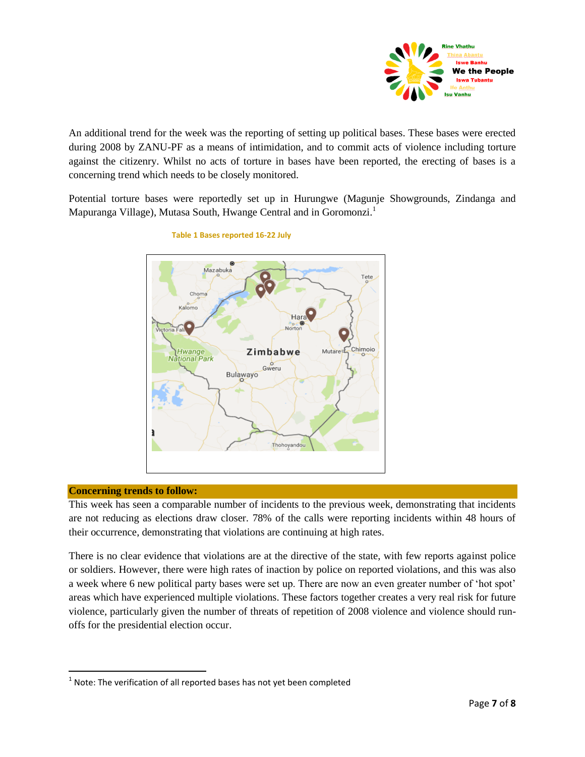An additional trend for the week was the reporting of setting up political bases. These bases were erected during 2008 by ZANU-PF as a means of intimidation, and to commit acts of violence including torture against the citizenry. Whilst no acts of torture in bases have been reported, the erecting of bases is a concerning trend which needs to be closely monitored.

Potential torture bases were reportedly set up in Hurungwe (Magunje Showgrounds, Zindanga and Mapuranga Village), Mutasa South, Hwange Central and in Goromonzi.[1]

**Table 1 Bases reported 16-22 July**

## Concerning trends to follow:

This week has seen a comparable number of incidents to the previous week, demonstrating that incidents are not reducing as elections draw closer. 78% of the calls were reporting incidents within 48 hours of their occurrence, demonstrating that violations are continuing at high rates.

There is no clear evidence that violations are at the directive of the state, with few reports against police or soldiers. However, there were high rates of inaction by police on reported violations, and this was also a week where 6 new political party bases were set up. There are now an even greater number of 'hot spot' areas which have experienced multiple violations. These factors together creates a very real risk for future violence, particularly given the number of threats of repetition of 2008 violence and violence should run-offs for the presidential election occur.

---

[1] Note: The verification of all reported bases has not yet been completed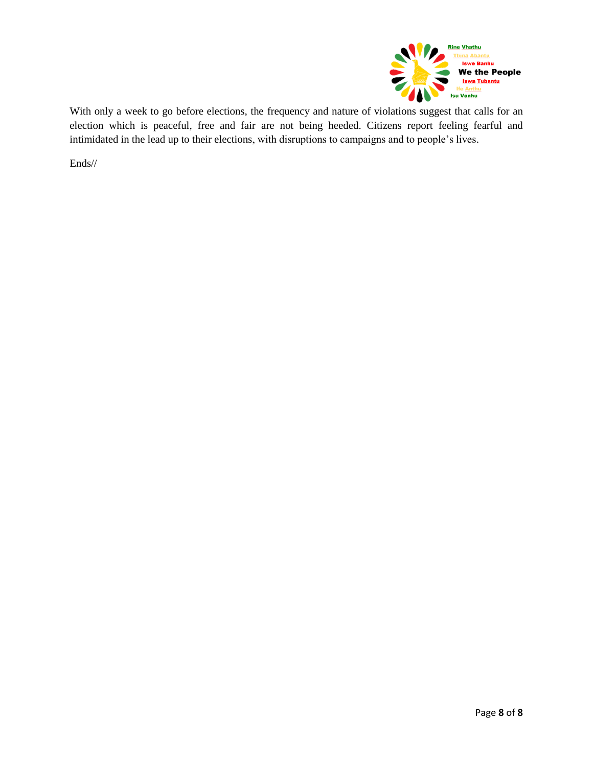With only a week to go before elections, the frequency and nature of violations suggest that calls for an election which is peaceful, free and fair are not being heeded. Citizens report feeling fearful and intimidated in the lead up to their elections, with disruptions to campaigns and to people's lives.

Ends//